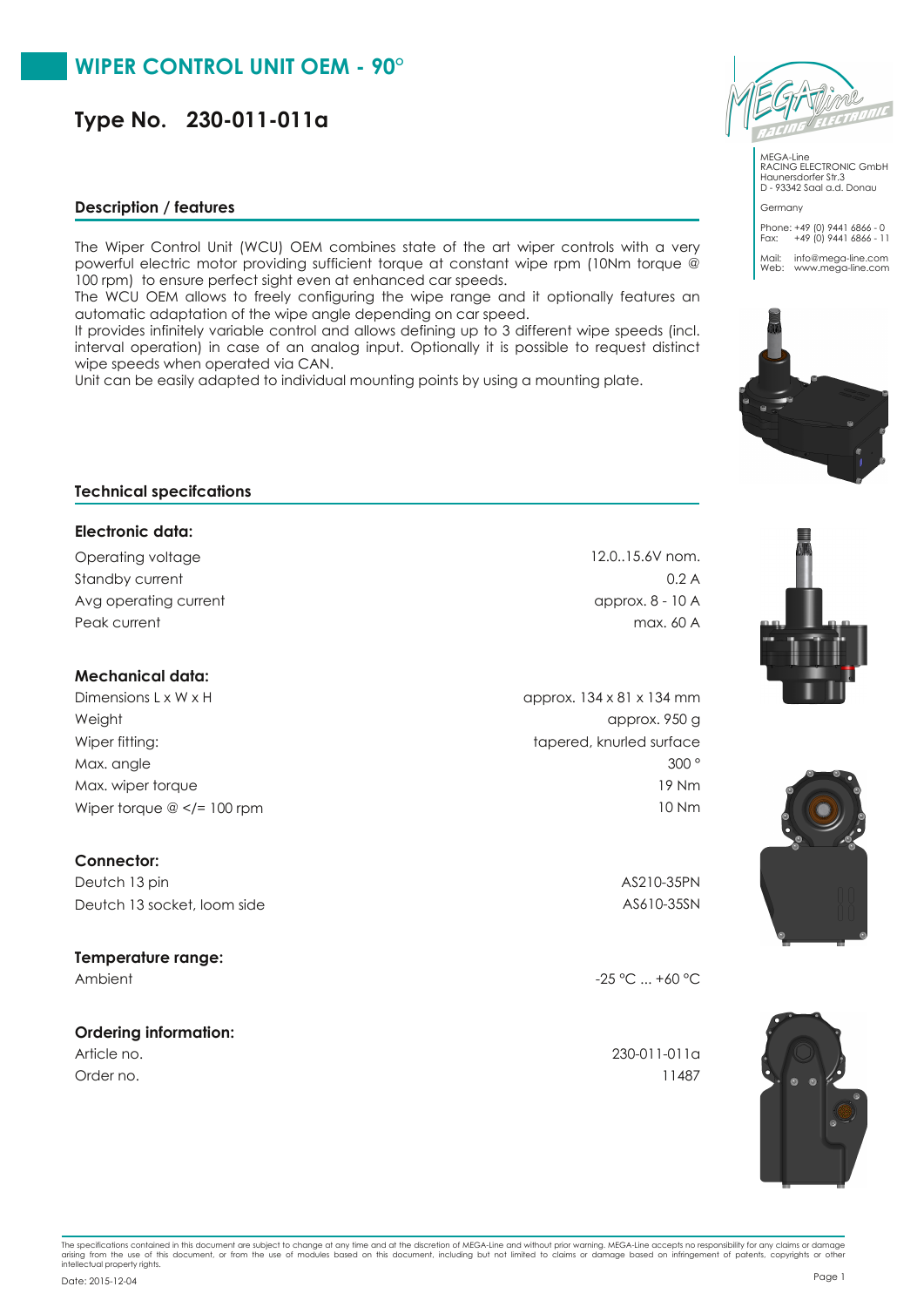# WIPER CONTROL UNIT OEM - 90°

## Type No. 230-011-011a

MEGA-Line
RACING ELECTRONIC GmbH
Haunersdorfer Str.3
D - 93342 Saal a.d. Donau

Germany

Phone: +49 (0) 9441 6866 - 0
Fax: +49 (0) 9441 6866 - 11

Mail: info@mega-line.com
Web: www.mega-line.com

### Description / features

The Wiper Control Unit (WCU) OEM combines state of the art wiper controls with a very powerful electric motor providing sufficient torque at constant wipe rpm (10Nm torque @ 100 rpm) to ensure perfect sight even at enhanced car speeds.
The WCU OEM allows to freely configuring the wipe range and it optionally features an automatic adaptation of the wipe angle depending on car speed.
It provides infinitely variable control and allows defining up to 3 different wipe speeds (incl. interval operation) in case of an analog input. Optionally it is possible to request distinct wipe speeds when operated via CAN.
Unit can be easily adapted to individual mounting points by using a mounting plate.

### Technical specifcations

**Electronic data:**

| | |
|---|---|
| Operating voltage | 12.0..15.6V nom. |
| Standby current | 0.2 A |
| Avg operating current | approx. 8 - 10 A |
| Peak current | max. 60 A |

**Mechanical data:**

| | |
|---|---|
| Dimensions L x W x H | approx. 134 x 81 x 134 mm |
| Weight | approx. 950 g |
| Wiper fitting: | tapered, knurled surface |
| Max. angle | 300 ° |
| Max. wiper torque | 19 Nm |
| Wiper torque @ </= 100 rpm | 10 Nm |

**Connector:**

| | |
|---|---|
| Deutch 13 pin | AS210-35PN |
| Deutch 13 socket, loom side | AS610-35SN |

**Temperature range:**

| | |
|---|---|
| Ambient | -25 °C ... +60 °C |

**Ordering information:**

| | |
|---|---|
| Article no. | 230-011-011a |
| Order no. | 11487 |

The specifications contained in this document are subject to change at any time and at the discretion of MEGA-Line and without prior warning. MEGA-Line accepts no responsibility for any claims or damage arising from the use of this document, or from the use of modules based on this document, including but not limited to claims or damage based on infringement of patents, copyrights or other intellectual property rights.

Date: 2015-12-04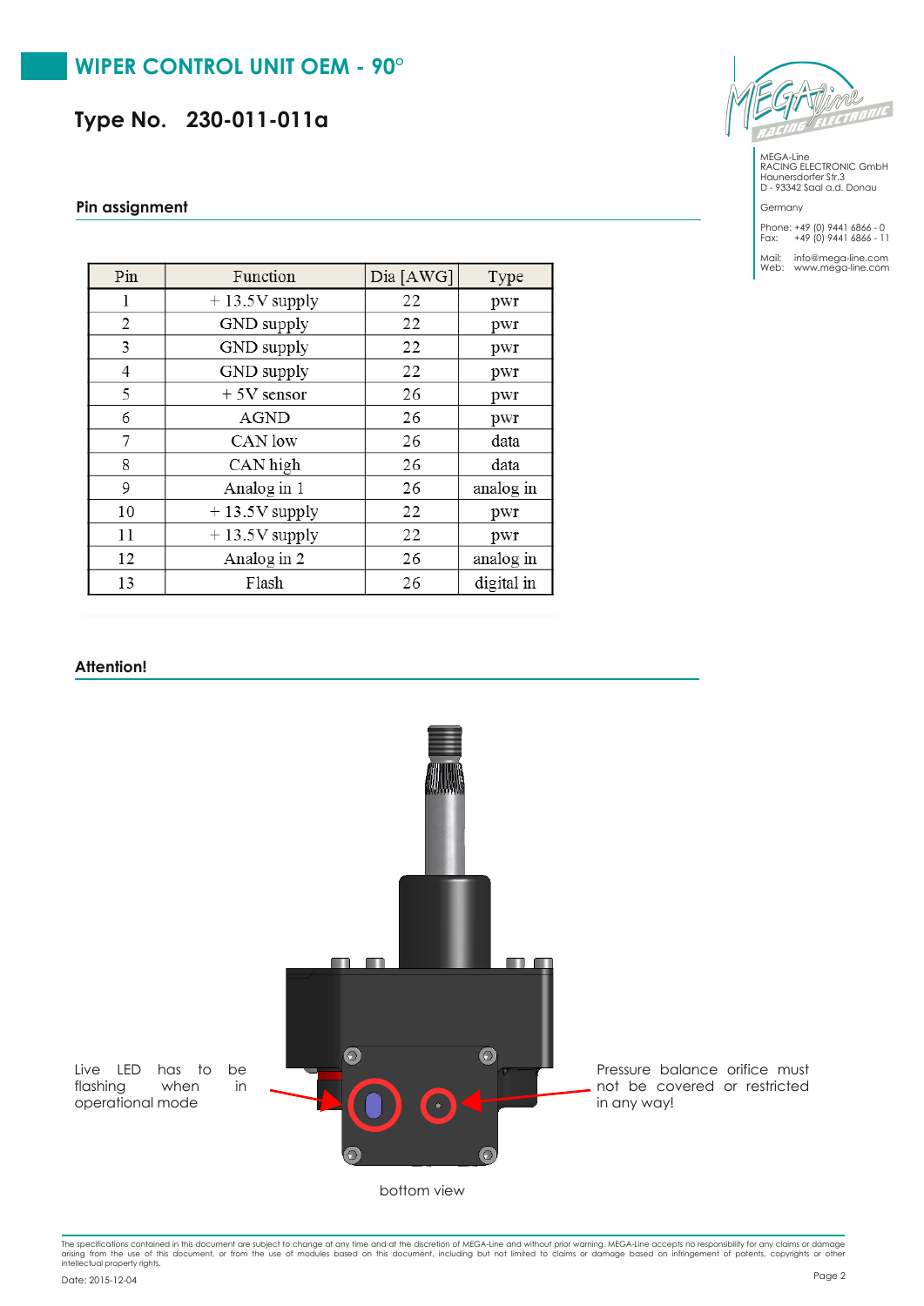# WIPER CONTROL UNIT OEM - 90°

## Type No. 230-011-011a

MEGA-Line
RACING ELECTRONIC GmbH
Haunersdorfer Str.3
D - 93342 Saal a.d. Donau

Germany

Phone: +49 (0) 9441 6866 - 0
Fax: +49 (0) 9441 6866 - 11

Mail: info@mega-line.com
Web: www.mega-line.com

### Pin assignment

| Pin | Function | Dia [AWG] | Type |
|---|---|---|---|
| 1 | + 13.5V supply | 22 | pwr |
| 2 | GND supply | 22 | pwr |
| 3 | GND supply | 22 | pwr |
| 4 | GND supply | 22 | pwr |
| 5 | + 5V sensor | 26 | pwr |
| 6 | AGND | 26 | pwr |
| 7 | CAN low | 26 | data |
| 8 | CAN high | 26 | data |
| 9 | Analog in 1 | 26 | analog in |
| 10 | + 13.5V supply | 22 | pwr |
| 11 | + 13.5V supply | 22 | pwr |
| 12 | Analog in 2 | 26 | analog in |
| 13 | Flash | 26 | digital in |

### Attention!

Live LED has to be flashing when in operational mode

Pressure balance orifice must not be covered or restricted in any way!

bottom view

The specifications contained in this document are subject to change at any time and at the discretion of MEGA-Line and without prior warning. MEGA-Line accepts no responsibility for any claims or damage arising from the use of this document, or from the use of modules based on this document, including but not limited to claims or damage based on infringement of patents, copyrights or other intellectual property rights.

Date: 2015-12-04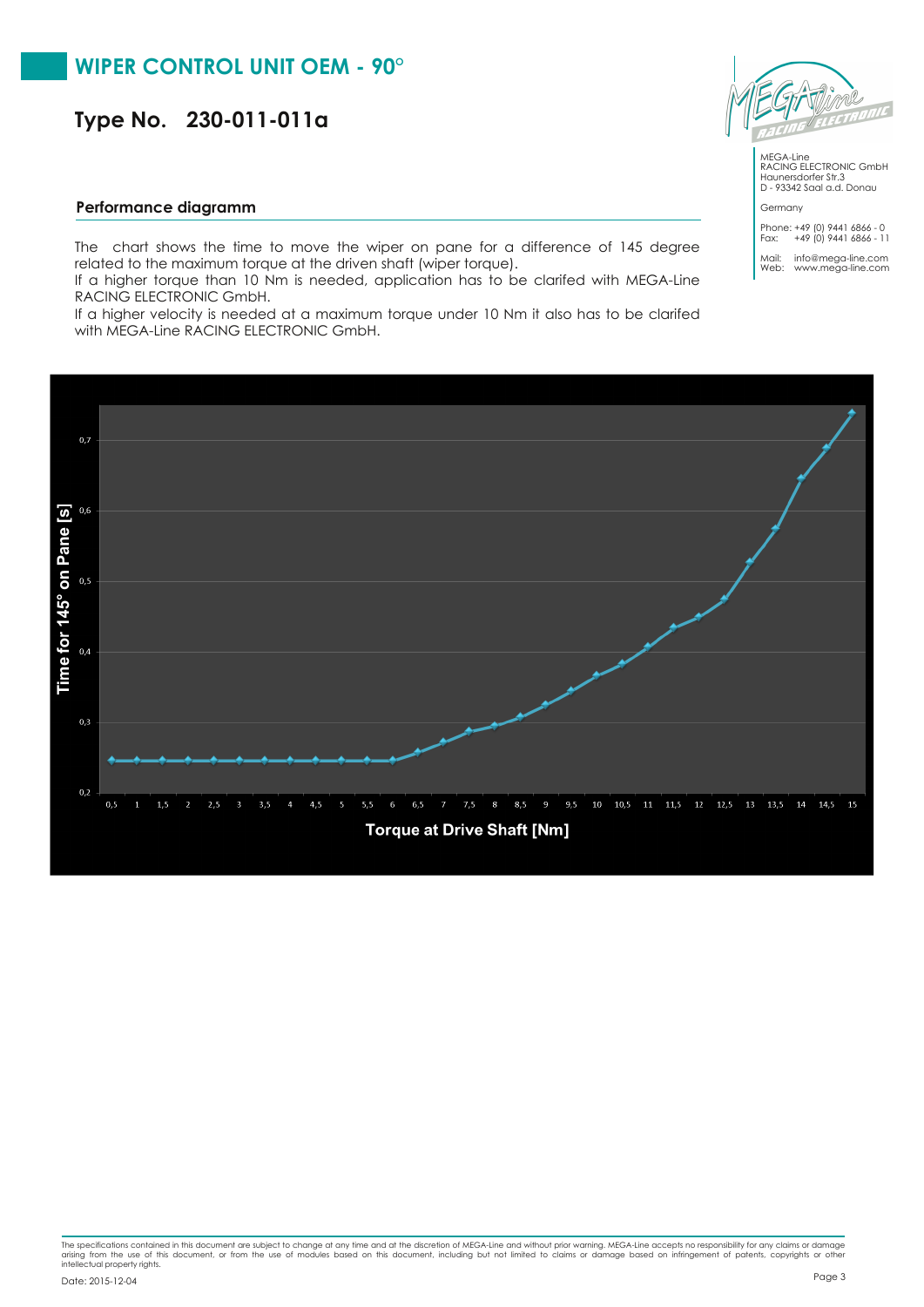# WIPER CONTROL UNIT OEM - 90°

## Type No. 230-011-011a

MEGA-Line
RACING ELECTRONIC GmbH
Haunersdorfer Str.3
D - 93342 Saal a.d. Donau

Germany

Phone: +49 (0) 9441 6866 - 0
Fax: +49 (0) 9441 6866 - 11

Mail: info@mega-line.com
Web: www.mega-line.com

### Performance diagramm

The chart shows the time to move the wiper on pane for a difference of 145 degree related to the maximum torque at the driven shaft (wiper torque).

If a higher torque than 10 Nm is needed, application has to be clarifed with MEGA-Line RACING ELECTRONIC GmbH.

If a higher velocity is needed at a maximum torque under 10 Nm it also has to be clarifed with MEGA-Line RACING ELECTRONIC GmbH.

The specifications contained in this document are subject to change at any time and at the discretion of MEGA-Line and without prior warning. MEGA-Line accepts no responsibility for any claims or damage arising from the use of this document, or from the use of modules based on this document, including but not limited to claims or damage based on infringement of patents, copyrights or other intellectual property rights.

Date: 2015-12-04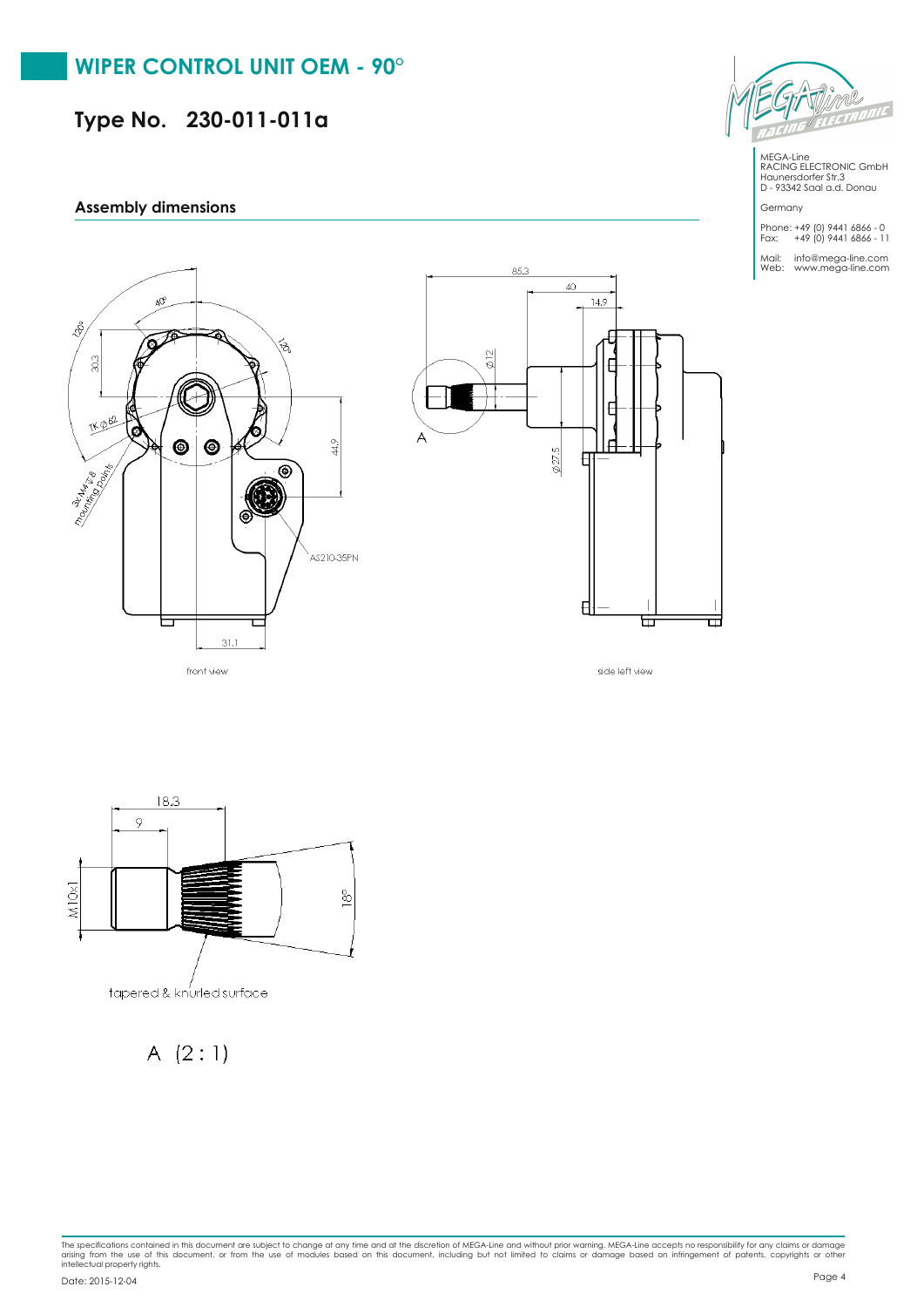# WIPER CONTROL UNIT OEM - 90°

## Type No. 230-011-011a

MEGA-Line
RACING ELECTRONIC GmbH
Haunersdorfer Str.3
D - 93342 Saal a.d. Donau

Germany

Phone: +49 (0) 9441 6866 - 0
Fax: +49 (0) 9441 6866 - 11

Mail: info@mega-line.com
Web: www.mega-line.com

### Assembly dimensions

120° 40° 120° 30.3 TK Ø 62 3x M4 ∇ 8 mounting points 44.9 AS210-35PN 31.1

front view

85.3 40 14.9 Ø12 Ø27.5 A

side left view

18.3 9 M10x1 18°

tapered & knurled surface

A (2 : 1)

The specifications contained in this document are subject to change at any time and at the discretion of MEGA-Line and without prior warning. MEGA-Line accepts no responsibility for any claims or damage arising from the use of this document, or from the use of modules based on this document, including but not limited to claims or damage based on infringement of patents, copyrights or other intellectual property rights.

Date: 2015-12-04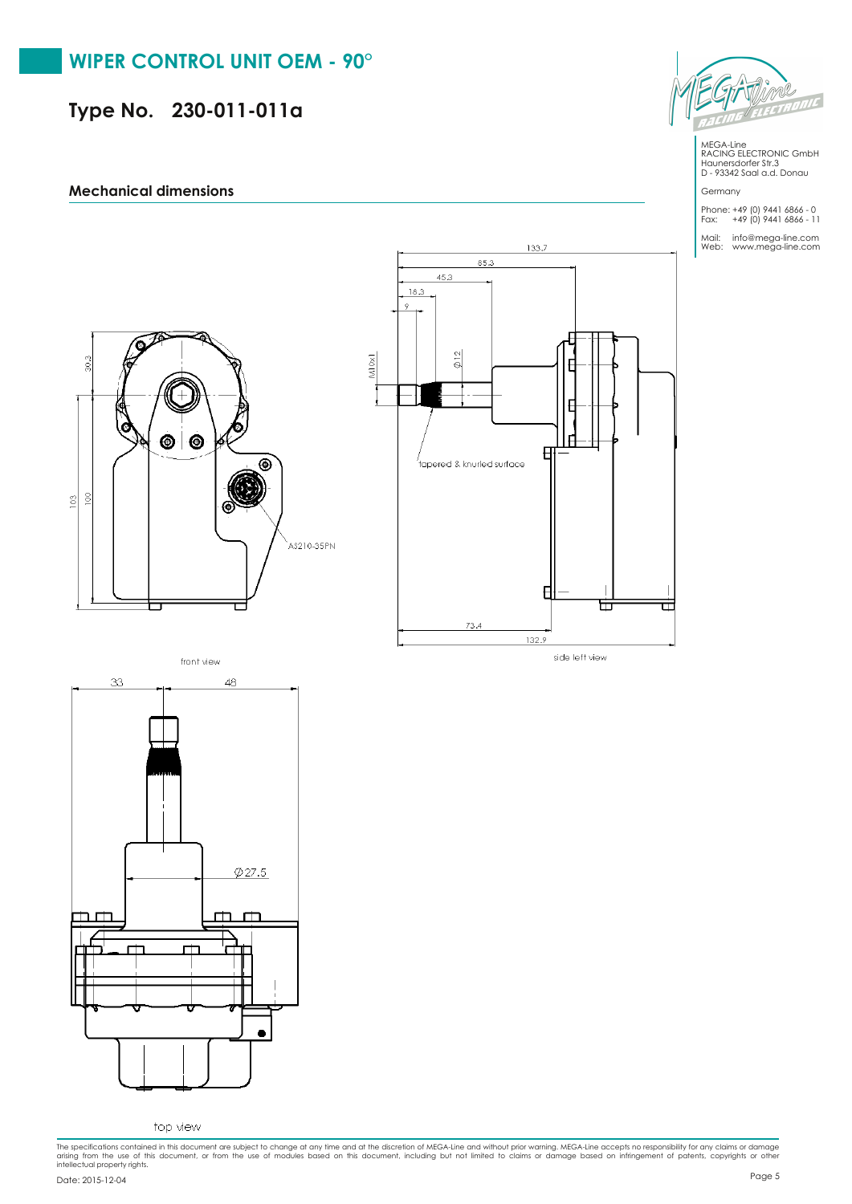# WIPER CONTROL UNIT OEM - 90°

## Type No. 230-011-011a

MEGA-Line
RACING ELECTRONIC GmbH
Haunersdorfer Str.3
D - 93342 Saal a.d. Donau

Germany

Phone: +49 (0) 9441 6866 - 0
Fax: +49 (0) 9441 6866 - 11

Mail: info@mega-line.com
Web: www.mega-line.com

### Mechanical dimensions

30.3
103
100
AS210-35PN

front view

133.7
85.3
45.3
18.3
9
M10x1
Ø12
tapered & knurled surface
73.4
132.9

side left view

33
48
Ø27.5

top view

The specifications contained in this document are subject to change at any time and at the discretion of MEGA-Line and without prior warning. MEGA-Line accepts no responsibility for any claims or damage arising from the use of this document, or from the use of modules based on this document, including but not limited to claims or damage based on infringement of patents, copyrights or other intellectual property rights.

Date: 2015-12-04